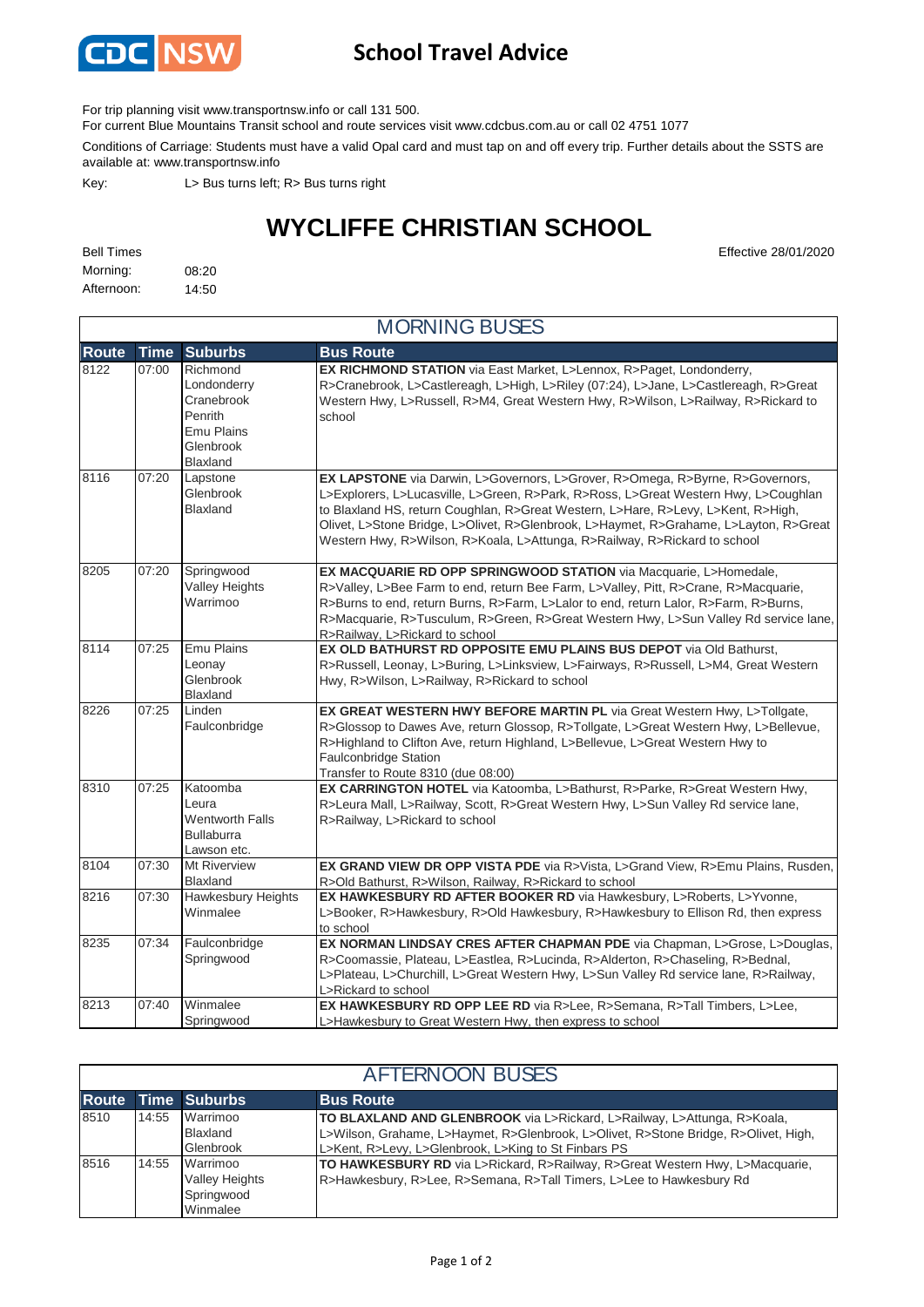# School Travel Advice

For trip planning visit www.transportnsw.info or call 131 500.

For current Blue Mountains Transit school and route services visit www.cdcbus.com.au or call 02 4751 1077

Conditions of Carriage: Students must have a valid Opal card and must tap on and off every trip. Further details about the SSTS are available at: www.transportnsw.info

Key: L> Bus turns left; R> Bus turns right

## WYCLIFFE CHRISTIAN SCHOOL

Effective 28/01/2020

Bell Times

Morning: 08:20

Afternoon: 14:50

### MORNING BUSES

| Route | Time | Suburbs | Bus Route |
|---|---|---|---|
| 8122 | 07:00 | Richmond<br>Londonderry<br>Cranebrook<br>Penrith<br>Emu Plains<br>Glenbrook<br>Blaxland | **EX RICHMOND STATION** via East Market, L>Lennox, R>Paget, Londonderry, R>Cranebrook, L>Castlereagh, L>High, L>Riley (07:24), L>Jane, L>Castlereagh, R>Great Western Hwy, L>Russell, R>M4, Great Western Hwy, R>Wilson, L>Railway, R>Rickard to school |
| 8116 | 07:20 | Lapstone<br>Glenbrook<br>Blaxland | **EX LAPSTONE** via Darwin, L>Governors, L>Grover, R>Omega, R>Byrne, R>Governors, L>Explorers, L>Lucasville, L>Green, R>Park, R>Ross, L>Great Western Hwy, L>Coughlan to Blaxland HS, return Coughlan, R>Great Western, L>Hare, R>Levy, L>Kent, R>High, Olivet, L>Stone Bridge, L>Olivet, R>Glenbrook, L>Haymet, R>Grahame, L>Layton, R>Great Western Hwy, R>Wilson, R>Koala, L>Attunga, R>Railway, R>Rickard to school |
| 8205 | 07:20 | Springwood<br>Valley Heights<br>Warrimoo | **EX MACQUARIE RD OPP SPRINGWOOD STATION** via Macquarie, L>Homedale, R>Valley, L>Bee Farm to end, return Bee Farm, L>Valley, Pitt, R>Crane, R>Macquarie, R>Burns to end, return Burns, R>Farm, L>Lalor to end, return Lalor, R>Farm, R>Burns, R>Macquarie, R>Tusculum, R>Green, R>Great Western Hwy, L>Sun Valley Rd service lane, R>Railway, L>Rickard to school |
| 8114 | 07:25 | Emu Plains<br>Leonay<br>Glenbrook<br>Blaxland | **EX OLD BATHURST RD OPPOSITE EMU PLAINS BUS DEPOT** via Old Bathurst, R>Russell, Leonay, L>Buring, L>Linksview, L>Fairways, R>Russell, L>M4, Great Western Hwy, R>Wilson, L>Railway, R>Rickard to school |
| 8226 | 07:25 | Linden<br>Faulconbridge | **EX GREAT WESTERN HWY BEFORE MARTIN PL** via Great Western Hwy, L>Tollgate, R>Glossop to Dawes Ave, return Glossop, R>Tollgate, L>Great Western Hwy, L>Bellevue, R>Highland to Clifton Ave, return Highland, L>Bellevue, L>Great Western Hwy to Faulconbridge Station<br>Transfer to Route 8310 (due 08:00) |
| 8310 | 07:25 | Katoomba<br>Leura<br>Wentworth Falls<br>Bullaburra<br>Lawson etc. | **EX CARRINGTON HOTEL** via Katoomba, L>Bathurst, R>Parke, R>Great Western Hwy, R>Leura Mall, L>Railway, Scott, R>Great Western Hwy, L>Sun Valley Rd service lane, R>Railway, L>Rickard to school |
| 8104 | 07:30 | Mt Riverview<br>Blaxland | **EX GRAND VIEW DR OPP VISTA PDE** via R>Vista, L>Grand View, R>Emu Plains, Rusden, R>Old Bathurst, R>Wilson, Railway, R>Rickard to school |
| 8216 | 07:30 | Hawkesbury Heights<br>Winmalee | **EX HAWKESBURY RD AFTER BOOKER RD** via Hawkesbury, L>Roberts, L>Yvonne, L>Booker, R>Hawkesbury, R>Old Hawkesbury, R>Hawkesbury to Ellison Rd, then express to school |
| 8235 | 07:34 | Faulconbridge<br>Springwood | **EX NORMAN LINDSAY CRES AFTER CHAPMAN PDE** via Chapman, L>Grose, L>Douglas, R>Coomassie, Plateau, L>Eastlea, R>Lucinda, R>Alderton, R>Chaseling, R>Bednal, L>Plateau, L>Churchill, L>Great Western Hwy, L>Sun Valley Rd service lane, R>Railway, L>Rickard to school |
| 8213 | 07:40 | Winmalee<br>Springwood | **EX HAWKESBURY RD OPP LEE RD** via R>Lee, R>Semana, R>Tall Timbers, L>Lee, L>Hawkesbury to Great Western Hwy, then express to school |

### AFTERNOON BUSES

| Route | Time | Suburbs | Bus Route |
|---|---|---|---|
| 8510 | 14:55 | Warrimoo<br>Blaxland<br>Glenbrook | **TO BLAXLAND AND GLENBROOK** via L>Rickard, L>Railway, L>Attunga, R>Koala, L>Wilson, Grahame, L>Haymet, R>Glenbrook, L>Olivet, R>Stone Bridge, R>Olivet, High, L>Kent, R>Levy, L>Glenbrook, L>King to St Finbars PS |
| 8516 | 14:55 | Warrimoo<br>Valley Heights<br>Springwood<br>Winmalee | **TO HAWKESBURY RD** via L>Rickard, R>Railway, R>Great Western Hwy, L>Macquarie, R>Hawkesbury, R>Lee, R>Semana, R>Tall Timers, L>Lee to Hawkesbury Rd |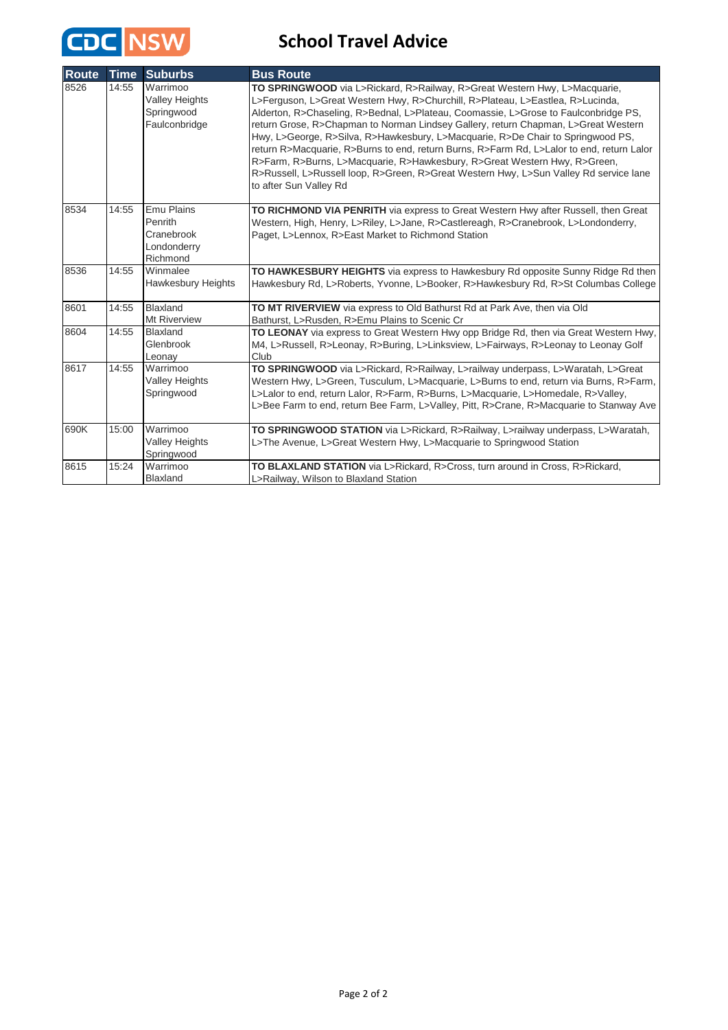CDC NSW

# School Travel Advice

| Route | Time | Suburbs | Bus Route |
|---|---|---|---|
| 8526 | 14:55 | Warrimoo<br>Valley Heights<br>Springwood<br>Faulconbridge | **TO SPRINGWOOD** via L>Rickard, R>Railway, R>Great Western Hwy, L>Macquarie, L>Ferguson, L>Great Western Hwy, R>Churchill, R>Plateau, L>Eastlea, R>Lucinda, Alderton, R>Chaseling, R>Bednal, L>Plateau, Coomassie, L>Grose to Faulconbridge PS, return Grose, R>Chapman to Norman Lindsey Gallery, return Chapman, L>Great Western Hwy, L>George, R>Silva, R>Hawkesbury, L>Macquarie, R>De Chair to Springwood PS, return R>Macquarie, R>Burns to end, return Burns, R>Farm Rd, L>Lalor to end, return Lalor R>Farm, R>Burns, L>Macquarie, R>Hawkesbury, R>Great Western Hwy, R>Green, R>Russell, L>Russell loop, R>Green, R>Great Western Hwy, L>Sun Valley Rd service lane to after Sun Valley Rd |
| 8534 | 14:55 | Emu Plains<br>Penrith<br>Cranebrook<br>Londonderry<br>Richmond | **TO RICHMOND VIA PENRITH** via express to Great Western Hwy after Russell, then Great Western, High, Henry, L>Riley, L>Jane, R>Castlereagh, R>Cranebrook, L>Londonderry, Paget, L>Lennox, R>East Market to Richmond Station |
| 8536 | 14:55 | Winmalee<br>Hawkesbury Heights | **TO HAWKESBURY HEIGHTS** via express to Hawkesbury Rd opposite Sunny Ridge Rd then Hawkesbury Rd, L>Roberts, Yvonne, L>Booker, R>Hawkesbury Rd, R>St Columbas College |
| 8601 | 14:55 | Blaxland<br>Mt Riverview | **TO MT RIVERVIEW** via express to Old Bathurst Rd at Park Ave, then via Old Bathurst, L>Rusden, R>Emu Plains to Scenic Cr |
| 8604 | 14:55 | Blaxland<br>Glenbrook<br>Leonay | **TO LEONAY** via express to Great Western Hwy opp Bridge Rd, then via Great Western Hwy, M4, L>Russell, R>Leonay, R>Buring, L>Linksview, L>Fairways, R>Leonay to Leonay Golf Club |
| 8617 | 14:55 | Warrimoo<br>Valley Heights<br>Springwood | **TO SPRINGWOOD** via L>Rickard, R>Railway, L>railway underpass, L>Waratah, L>Great Western Hwy, L>Green, Tusculum, L>Macquarie, L>Burns to end, return via Burns, R>Farm, L>Lalor to end, return Lalor, R>Farm, R>Burns, L>Macquarie, L>Homedale, R>Valley, L>Bee Farm to end, return Bee Farm, L>Valley, Pitt, R>Crane, R>Macquarie to Stanway Ave |
| 690K | 15:00 | Warrimoo<br>Valley Heights<br>Springwood | **TO SPRINGWOOD STATION** via L>Rickard, R>Railway, L>railway underpass, L>Waratah, L>The Avenue, L>Great Western Hwy, L>Macquarie to Springwood Station |
| 8615 | 15:24 | Warrimoo<br>Blaxland | **TO BLAXLAND STATION** via L>Rickard, R>Cross, turn around in Cross, R>Rickard, L>Railway, Wilson to Blaxland Station |